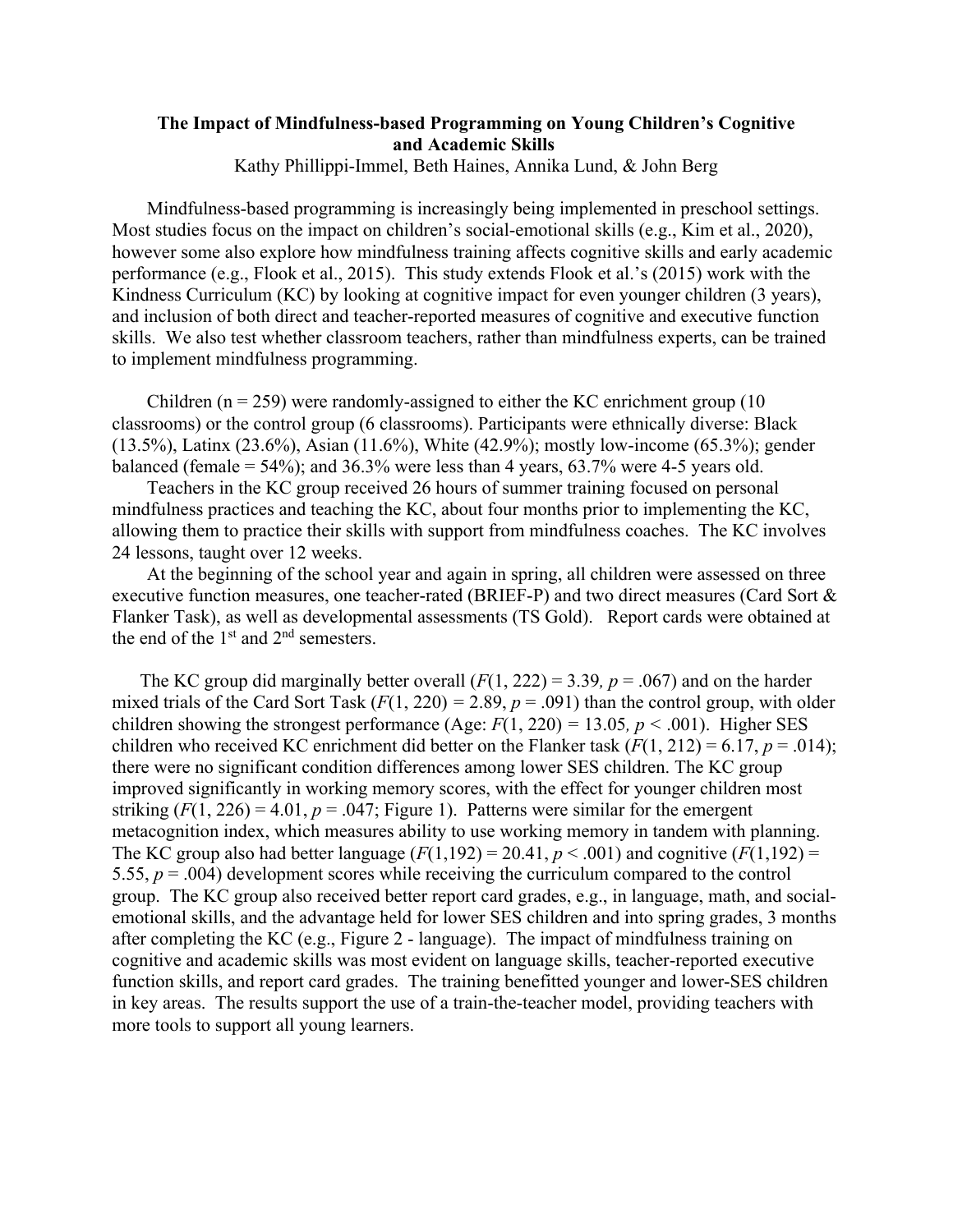# The Impact of Mindfulness-based Programming on Young Children's Cognitive and Academic Skills

Kathy Phillippi-Immel, Beth Haines, Annika Lund, & John Berg

Mindfulness-based programming is increasingly being implemented in preschool settings. Most studies focus on the impact on children's social-emotional skills (e.g., Kim et al., 2020), however some also explore how mindfulness training affects cognitive skills and early academic performance (e.g., Flook et al., 2015). This study extends Flook et al.'s (2015) work with the Kindness Curriculum (KC) by looking at cognitive impact for even younger children (3 years), and inclusion of both direct and teacher-reported measures of cognitive and executive function skills. We also test whether classroom teachers, rather than mindfulness experts, can be trained to implement mindfulness programming.

Children (n = 259) were randomly-assigned to either the KC enrichment group (10 classrooms) or the control group (6 classrooms). Participants were ethnically diverse: Black (13.5%), Latinx (23.6%), Asian (11.6%), White (42.9%); mostly low-income (65.3%); gender balanced (female = 54%); and 36.3% were less than 4 years, 63.7% were 4-5 years old.

Teachers in the KC group received 26 hours of summer training focused on personal mindfulness practices and teaching the KC, about four months prior to implementing the KC, allowing them to practice their skills with support from mindfulness coaches. The KC involves 24 lessons, taught over 12 weeks.

At the beginning of the school year and again in spring, all children were assessed on three executive function measures, one teacher-rated (BRIEF-P) and two direct measures (Card Sort & Flanker Task), as well as developmental assessments (TS Gold). Report cards were obtained at the end of the 1st and 2nd semesters.

The KC group did marginally better overall ($F(1, 222) = 3.39$, $p = .067$) and on the harder mixed trials of the Card Sort Task ($F(1, 220) = 2.89$, $p = .091$) than the control group, with older children showing the strongest performance (Age: $F(1, 220) = 13.05$, $p < .001$). Higher SES children who received KC enrichment did better on the Flanker task ($F(1, 212) = 6.17$, $p = .014$); there were no significant condition differences among lower SES children. The KC group improved significantly in working memory scores, with the effect for younger children most striking ($F(1, 226) = 4.01$, $p = .047$; Figure 1). Patterns were similar for the emergent metacognition index, which measures ability to use working memory in tandem with planning. The KC group also had better language ($F(1,192) = 20.41$, $p < .001$) and cognitive ($F(1,192) = 5.55$, $p = .004$) development scores while receiving the curriculum compared to the control group. The KC group also received better report card grades, e.g., in language, math, and social-emotional skills, and the advantage held for lower SES children and into spring grades, 3 months after completing the KC (e.g., Figure 2 - language). The impact of mindfulness training on cognitive and academic skills was most evident on language skills, teacher-reported executive function skills, and report card grades. The training benefitted younger and lower-SES children in key areas. The results support the use of a train-the-teacher model, providing teachers with more tools to support all young learners.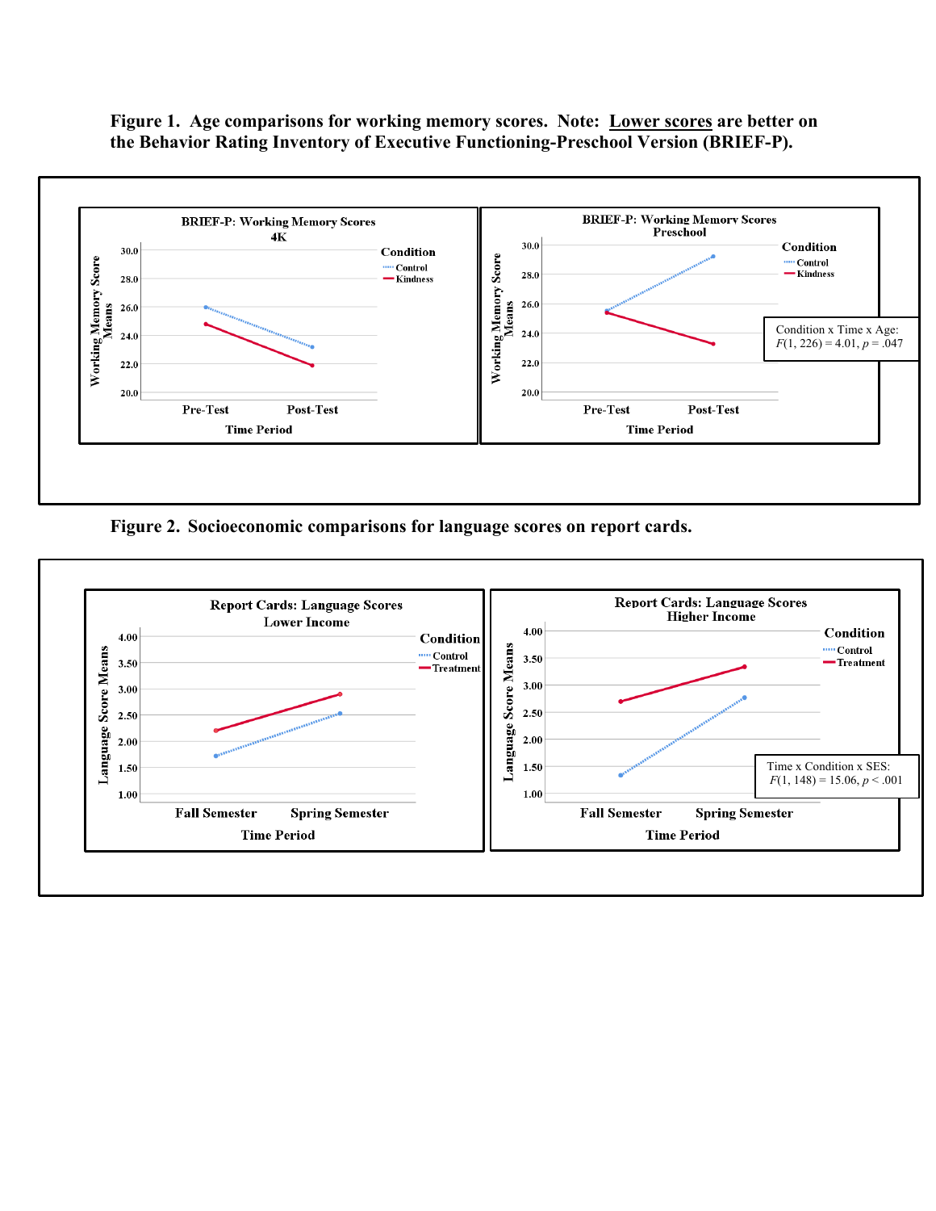**Figure 1. Age comparisons for working memory scores. Note: Lower scores are better on the Behavior Rating Inventory of Executive Functioning-Preschool Version (BRIEF-P).**

BRIEF-P: Working Memory Scores
4K

Working Memory Score Means

30.0
28.0
26.0
24.0
22.0
20.0

Pre-Test
Post-Test

Time Period

Condition
Control
Kindness

BRIEF-P: Working Memory Scores
Preschool

Working Memory Score Means

30.0
28.0
26.0
24.0
22.0
20.0

Pre-Test
Post-Test

Time Period

Condition
Control
Kindness

Condition x Time x Age: $F(1, 226) = 4.01$, $p = .047$

**Figure 2. Socioeconomic comparisons for language scores on report cards.**

Report Cards: Language Scores
Lower Income

Language Score Means

4.00
3.50
3.00
2.50
2.00
1.50
1.00

Fall Semester
Spring Semester

Time Period

Condition
Control
Treatment

Report Cards: Language Scores
Higher Income

Language Score Means

4.00
3.50
3.00
2.50
2.00
1.50
1.00

Fall Semester
Spring Semester

Time Period

Condition
Control
Treatment

Time x Condition x SES: $F(1, 148) = 15.06$, $p < .001$